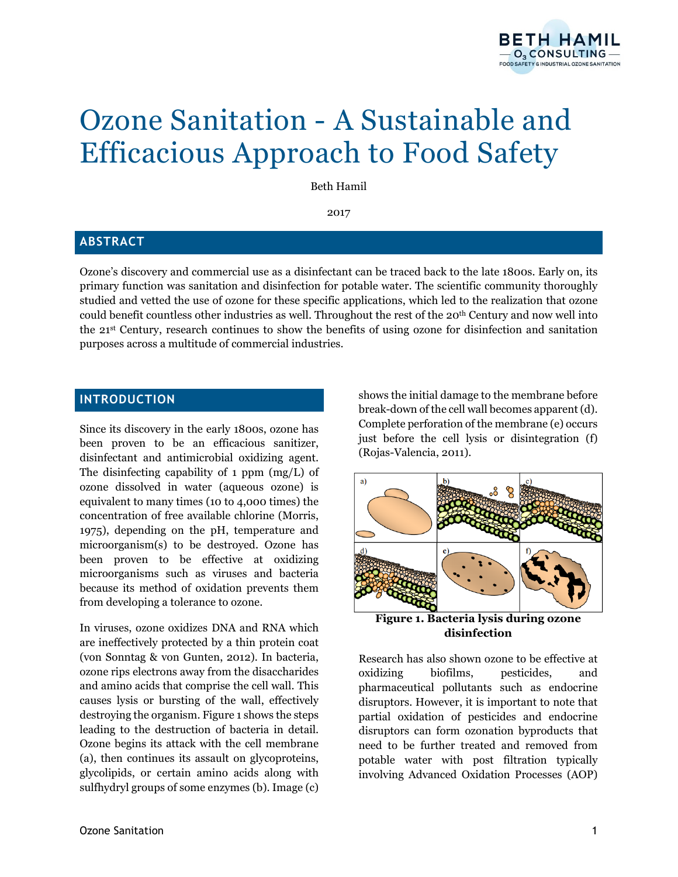# Ozone Sanitation - A Sustainable and Efficacious Approach to Food Safety

Beth Hamil

2017

## ABSTRACT

Ozone's discovery and commercial use as a disinfectant can be traced back to the late 1800s. Early on, its primary function was sanitation and disinfection for potable water. The scientific community thoroughly studied and vetted the use of ozone for these specific applications, which led to the realization that ozone could benefit countless other industries as well. Throughout the rest of the 20th Century and now well into the 21st Century, research continues to show the benefits of using ozone for disinfection and sanitation purposes across a multitude of commercial industries.

## INTRODUCTION

Since its discovery in the early 1800s, ozone has been proven to be an efficacious sanitizer, disinfectant and antimicrobial oxidizing agent. The disinfecting capability of 1 ppm (mg/L) of ozone dissolved in water (aqueous ozone) is equivalent to many times (10 to 4,000 times) the concentration of free available chlorine (Morris, 1975), depending on the pH, temperature and microorganism(s) to be destroyed. Ozone has been proven to be effective at oxidizing microorganisms such as viruses and bacteria because its method of oxidation prevents them from developing a tolerance to ozone.

In viruses, ozone oxidizes DNA and RNA which are ineffectively protected by a thin protein coat (von Sonntag & von Gunten, 2012). In bacteria, ozone rips electrons away from the disaccharides and amino acids that comprise the cell wall. This causes lysis or bursting of the wall, effectively destroying the organism. Figure 1 shows the steps leading to the destruction of bacteria in detail. Ozone begins its attack with the cell membrane (a), then continues its assault on glycoproteins, glycolipids, or certain amino acids along with sulfhydryl groups of some enzymes (b). Image (c) shows the initial damage to the membrane before break-down of the cell wall becomes apparent (d). Complete perforation of the membrane (e) occurs just before the cell lysis or disintegration (f) (Rojas-Valencia, 2011).

**Figure 1. Bacteria lysis during ozone disinfection**

Research has also shown ozone to be effective at oxidizing biofilms, pesticides, and pharmaceutical pollutants such as endocrine disruptors. However, it is important to note that partial oxidation of pesticides and endocrine disruptors can form ozonation byproducts that need to be further treated and removed from potable water with post filtration typically involving Advanced Oxidation Processes (AOP)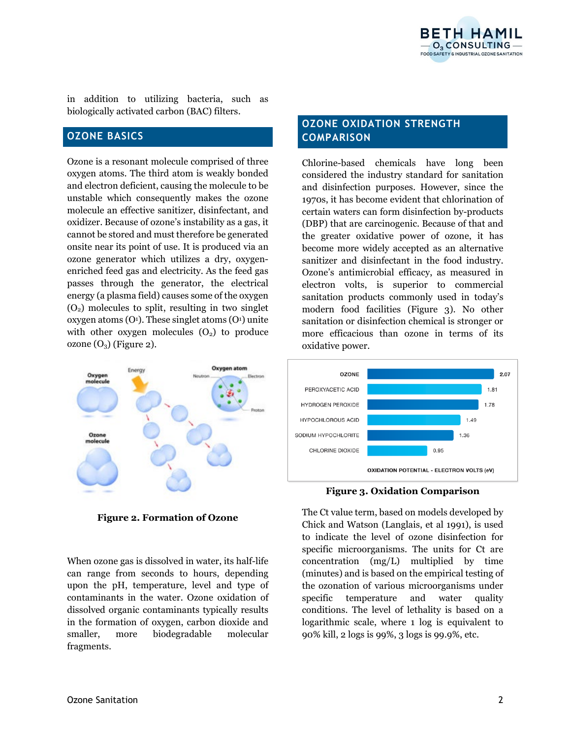in addition to utilizing bacteria, such as biologically activated carbon (BAC) filters.

## OZONE BASICS

Ozone is a resonant molecule comprised of three oxygen atoms. The third atom is weakly bonded and electron deficient, causing the molecule to be unstable which consequently makes the ozone molecule an effective sanitizer, disinfectant, and oxidizer. Because of ozone's instability as a gas, it cannot be stored and must therefore be generated onsite near its point of use. It is produced via an ozone generator which utilizes a dry, oxygen-enriched feed gas and electricity. As the feed gas passes through the generator, the electrical energy (a plasma field) causes some of the oxygen ($O_2$) molecules to split, resulting in two singlet oxygen atoms ($O^1$). These singlet atoms ($O^1$) unite with other oxygen molecules ($O_2$) to produce ozone ($O_3$) (Figure 2).

**Figure 2. Formation of Ozone**

When ozone gas is dissolved in water, its half-life can range from seconds to hours, depending upon the pH, temperature, level and type of contaminants in the water. Ozone oxidation of dissolved organic contaminants typically results in the formation of oxygen, carbon dioxide and smaller, more biodegradable molecular fragments.

## OZONE OXIDATION STRENGTH COMPARISON

Chlorine-based chemicals have long been considered the industry standard for sanitation and disinfection purposes. However, since the 1970s, it has become evident that chlorination of certain waters can form disinfection by-products (DBP) that are carcinogenic. Because of that and the greater oxidative power of ozone, it has become more widely accepted as an alternative sanitizer and disinfectant in the food industry. Ozone's antimicrobial efficacy, as measured in electron volts, is superior to commercial sanitation products commonly used in today's modern food facilities (Figure 3). No other sanitation or disinfection chemical is stronger or more efficacious than ozone in terms of its oxidative power.

| Chemical | Oxidation Potential - Electron Volts (eV) |
|---|---|
| OZONE | 2.07 |
| PEROXYACETIC ACID | 1.81 |
| HYDROGEN PEROXIDE | 1.78 |
| HYPOCHLOROUS ACID | 1.49 |
| SODIUM HYPOCHLORITE | 1.36 |
| CHLORINE DIOXIDE | 0.95 |

**Figure 3. Oxidation Comparison**

The Ct value term, based on models developed by Chick and Watson (Langlais, et al 1991), is used to indicate the level of ozone disinfection for specific microorganisms. The units for Ct are concentration (mg/L) multiplied by time (minutes) and is based on the empirical testing of the ozonation of various microorganisms under specific temperature and water quality conditions. The level of lethality is based on a logarithmic scale, where 1 log is equivalent to 90% kill, 2 logs is 99%, 3 logs is 99.9%, etc.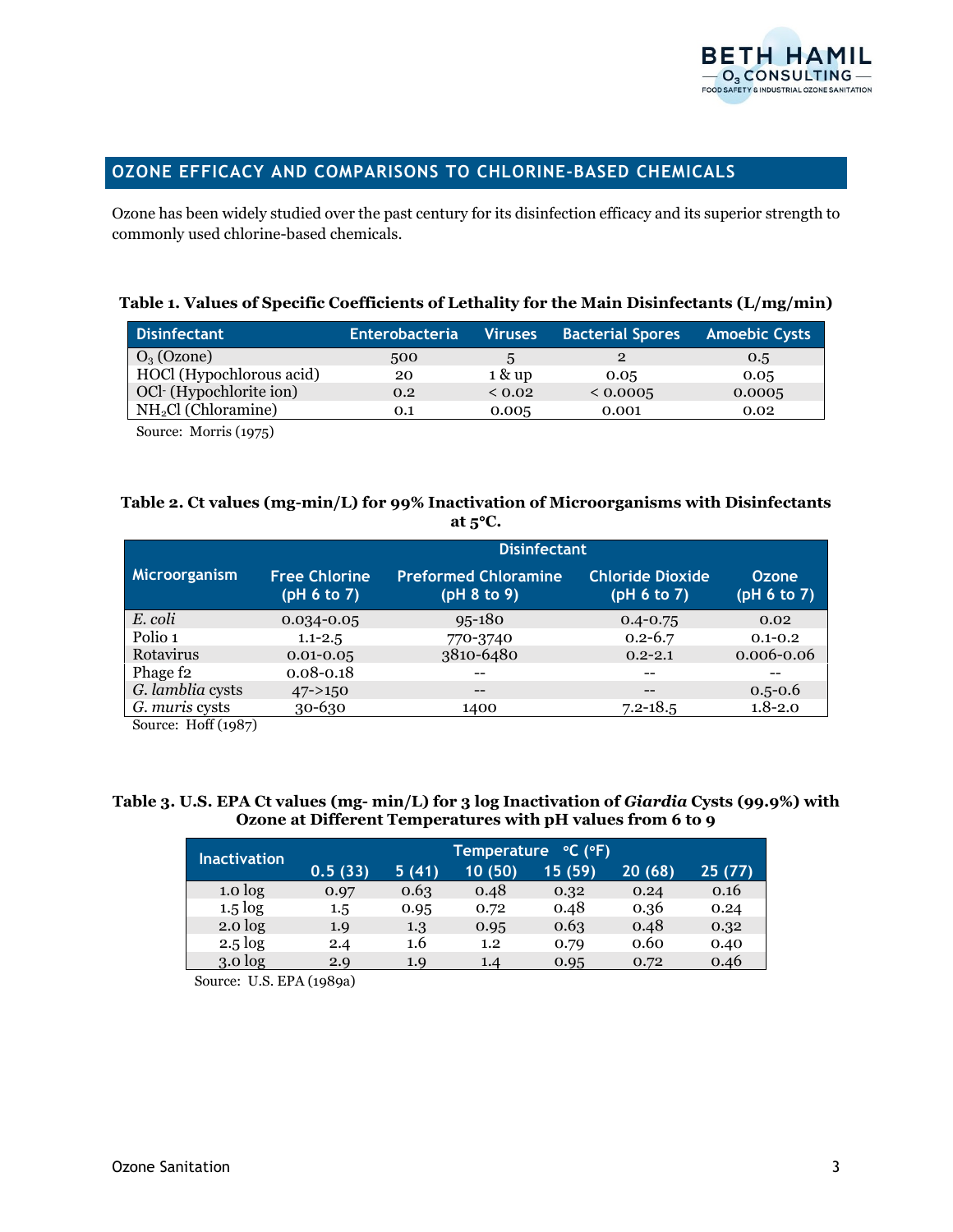## OZONE EFFICACY AND COMPARISONS TO CHLORINE-BASED CHEMICALS

Ozone has been widely studied over the past century for its disinfection efficacy and its superior strength to commonly used chlorine-based chemicals.

**Table 1. Values of Specific Coefficients of Lethality for the Main Disinfectants (L/mg/min)**

| Disinfectant | Enterobacteria | Viruses | Bacterial Spores | Amoebic Cysts |
|---|---|---|---|---|
| $O_3$ (Ozone) | 500 | 5 | 2 | 0.5 |
| HOCl (Hypochlorous acid) | 20 | 1 & up | 0.05 | 0.05 |
| $OCl^-$ (Hypochlorite ion) | 0.2 | < 0.02 | < 0.0005 | 0.0005 |
| $NH_2Cl$ (Chloramine) | 0.1 | 0.005 | 0.001 | 0.02 |

Source: Morris (1975)

**Table 2. Ct values (mg-min/L) for 99% Inactivation of Microorganisms with Disinfectants at 5°C.**

| Microorganism | Disinfectant | | | |
|---|---|---|---|---|
| | Free Chlorine (pH 6 to 7) | Preformed Chloramine (pH 8 to 9) | Chloride Dioxide (pH 6 to 7) | Ozone (pH 6 to 7) |
| *E. coli* | 0.034-0.05 | 95-180 | 0.4-0.75 | 0.02 |
| Polio 1 | 1.1-2.5 | 770-3740 | 0.2-6.7 | 0.1-0.2 |
| Rotavirus | 0.01-0.05 | 3810-6480 | 0.2-2.1 | 0.006-0.06 |
| Phage f2 | 0.08-0.18 | -- | -- | -- |
| *G. lamblia* cysts | 47->150 | -- | -- | 0.5-0.6 |
| *G. muris* cysts | 30-630 | 1400 | 7.2-18.5 | 1.8-2.0 |

Source: Hoff (1987)

**Table 3. U.S. EPA Ct values (mg- min/L) for 3 log Inactivation of *Giardia* Cysts (99.9%) with Ozone at Different Temperatures with pH values from 6 to 9**

| Inactivation | Temperature °C (°F) | | | | | |
|---|---|---|---|---|---|---|
| | 0.5 (33) | 5 (41) | 10 (50) | 15 (59) | 20 (68) | 25 (77) |
| 1.0 log | 0.97 | 0.63 | 0.48 | 0.32 | 0.24 | 0.16 |
| 1.5 log | 1.5 | 0.95 | 0.72 | 0.48 | 0.36 | 0.24 |
| 2.0 log | 1.9 | 1.3 | 0.95 | 0.63 | 0.48 | 0.32 |
| 2.5 log | 2.4 | 1.6 | 1.2 | 0.79 | 0.60 | 0.40 |
| 3.0 log | 2.9 | 1.9 | 1.4 | 0.95 | 0.72 | 0.46 |

Source: U.S. EPA (1989a)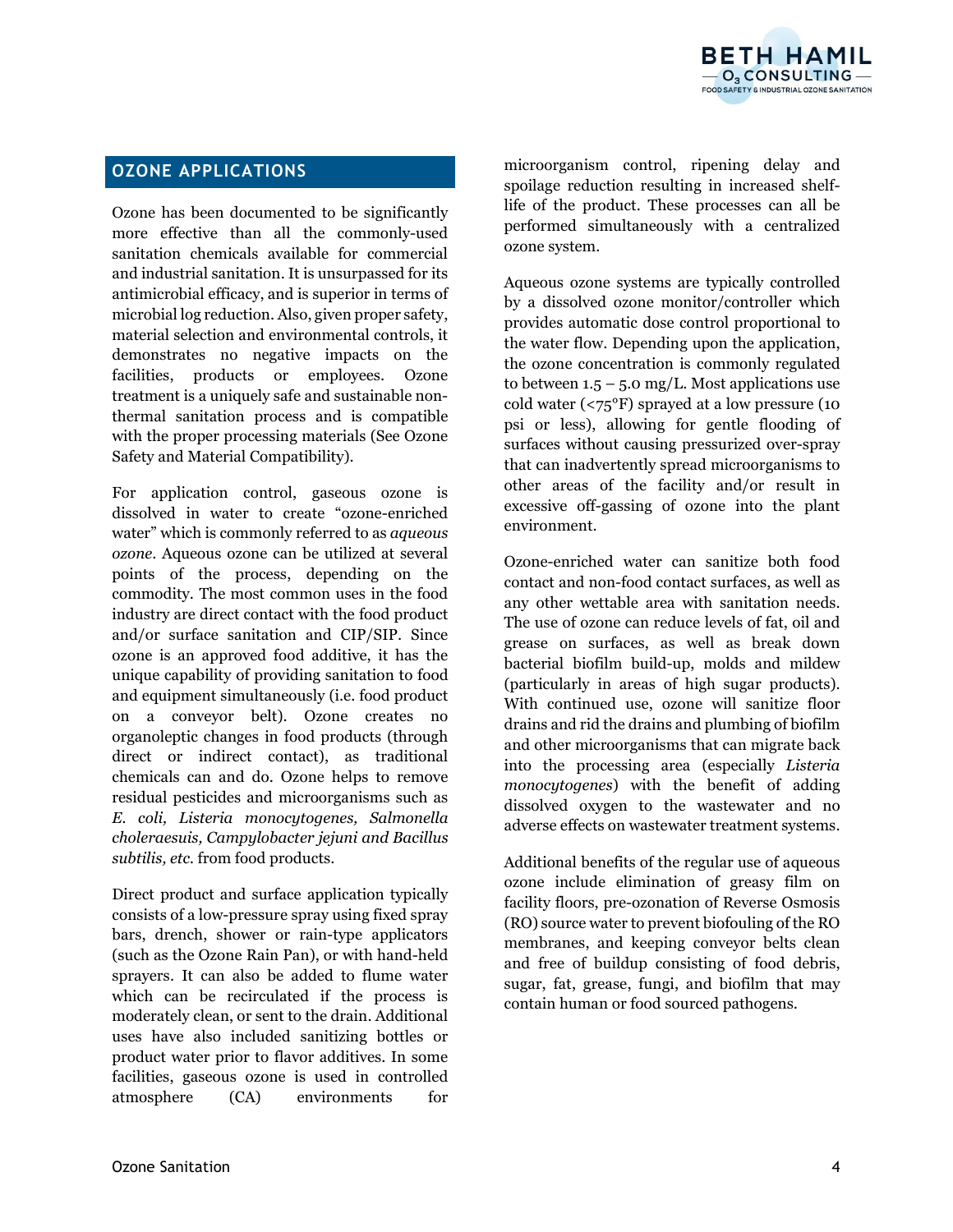## OZONE APPLICATIONS

Ozone has been documented to be significantly more effective than all the commonly-used sanitation chemicals available for commercial and industrial sanitation. It is unsurpassed for its antimicrobial efficacy, and is superior in terms of microbial log reduction. Also, given proper safety, material selection and environmental controls, it demonstrates no negative impacts on the facilities, products or employees. Ozone treatment is a uniquely safe and sustainable non-thermal sanitation process and is compatible with the proper processing materials (See Ozone Safety and Material Compatibility).

For application control, gaseous ozone is dissolved in water to create "ozone-enriched water" which is commonly referred to as *aqueous ozone*. Aqueous ozone can be utilized at several points of the process, depending on the commodity. The most common uses in the food industry are direct contact with the food product and/or surface sanitation and CIP/SIP. Since ozone is an approved food additive, it has the unique capability of providing sanitation to food and equipment simultaneously (i.e. food product on a conveyor belt). Ozone creates no organoleptic changes in food products (through direct or indirect contact), as traditional chemicals can and do. Ozone helps to remove residual pesticides and microorganisms such as *E. coli, Listeria monocytogenes, Salmonella choleraesuis, Campylobacter jejuni and Bacillus subtilis, etc.* from food products.

Direct product and surface application typically consists of a low-pressure spray using fixed spray bars, drench, shower or rain-type applicators (such as the Ozone Rain Pan), or with hand-held sprayers. It can also be added to flume water which can be recirculated if the process is moderately clean, or sent to the drain. Additional uses have also included sanitizing bottles or product water prior to flavor additives. In some facilities, gaseous ozone is used in controlled atmosphere (CA) environments for microorganism control, ripening delay and spoilage reduction resulting in increased shelf-life of the product. These processes can all be performed simultaneously with a centralized ozone system.

Aqueous ozone systems are typically controlled by a dissolved ozone monitor/controller which provides automatic dose control proportional to the water flow. Depending upon the application, the ozone concentration is commonly regulated to between 1.5 – 5.0 mg/L. Most applications use cold water (<75°F) sprayed at a low pressure (10 psi or less), allowing for gentle flooding of surfaces without causing pressurized over-spray that can inadvertently spread microorganisms to other areas of the facility and/or result in excessive off-gassing of ozone into the plant environment.

Ozone-enriched water can sanitize both food contact and non-food contact surfaces, as well as any other wettable area with sanitation needs. The use of ozone can reduce levels of fat, oil and grease on surfaces, as well as break down bacterial biofilm build-up, molds and mildew (particularly in areas of high sugar products). With continued use, ozone will sanitize floor drains and rid the drains and plumbing of biofilm and other microorganisms that can migrate back into the processing area (especially *Listeria monocytogenes*) with the benefit of adding dissolved oxygen to the wastewater and no adverse effects on wastewater treatment systems.

Additional benefits of the regular use of aqueous ozone include elimination of greasy film on facility floors, pre-ozonation of Reverse Osmosis (RO) source water to prevent biofouling of the RO membranes, and keeping conveyor belts clean and free of buildup consisting of food debris, sugar, fat, grease, fungi, and biofilm that may contain human or food sourced pathogens.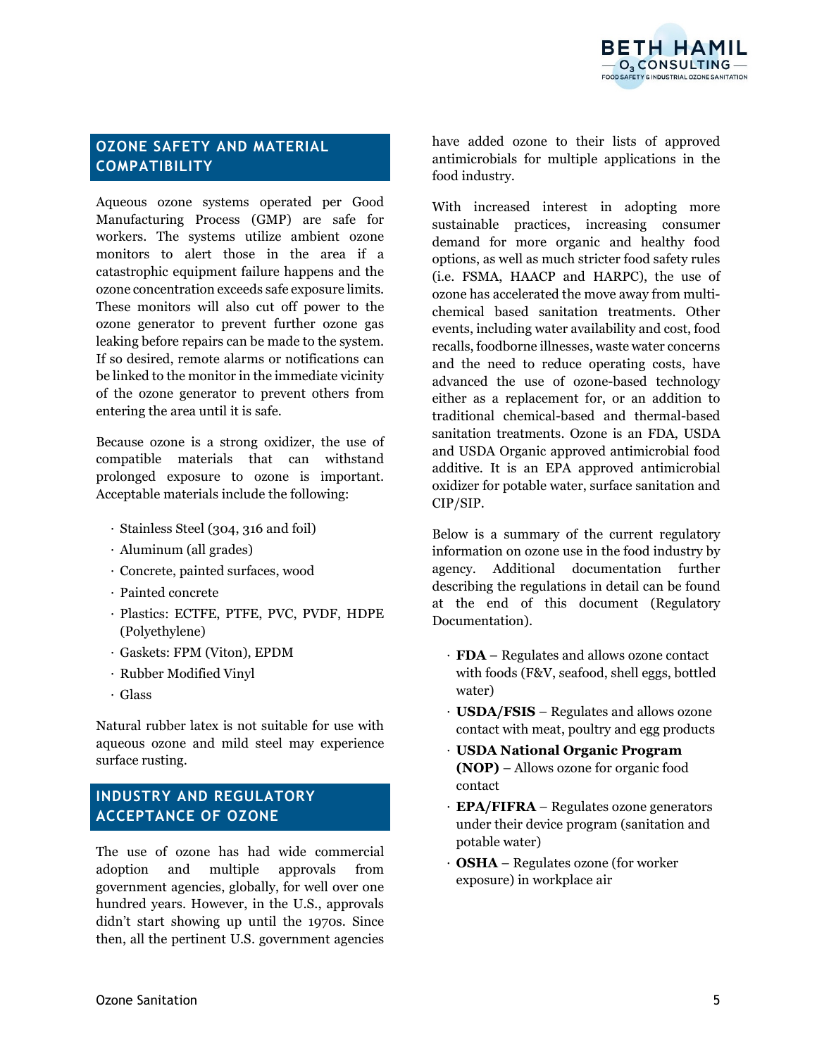## OZONE SAFETY AND MATERIAL COMPATIBILITY

Aqueous ozone systems operated per Good Manufacturing Process (GMP) are safe for workers. The systems utilize ambient ozone monitors to alert those in the area if a catastrophic equipment failure happens and the ozone concentration exceeds safe exposure limits. These monitors will also cut off power to the ozone generator to prevent further ozone gas leaking before repairs can be made to the system. If so desired, remote alarms or notifications can be linked to the monitor in the immediate vicinity of the ozone generator to prevent others from entering the area until it is safe.

Because ozone is a strong oxidizer, the use of compatible materials that can withstand prolonged exposure to ozone is important. Acceptable materials include the following:

- Stainless Steel (304, 316 and foil)
- Aluminum (all grades)
- Concrete, painted surfaces, wood
- Painted concrete
- Plastics: ECTFE, PTFE, PVC, PVDF, HDPE (Polyethylene)
- Gaskets: FPM (Viton), EPDM
- Rubber Modified Vinyl
- Glass

Natural rubber latex is not suitable for use with aqueous ozone and mild steel may experience surface rusting.

## INDUSTRY AND REGULATORY ACCEPTANCE OF OZONE

The use of ozone has had wide commercial adoption and multiple approvals from government agencies, globally, for well over one hundred years. However, in the U.S., approvals didn't start showing up until the 1970s. Since then, all the pertinent U.S. government agencies have added ozone to their lists of approved antimicrobials for multiple applications in the food industry.

With increased interest in adopting more sustainable practices, increasing consumer demand for more organic and healthy food options, as well as much stricter food safety rules (i.e. FSMA, HAACP and HARPC), the use of ozone has accelerated the move away from multi-chemical based sanitation treatments. Other events, including water availability and cost, food recalls, foodborne illnesses, waste water concerns and the need to reduce operating costs, have advanced the use of ozone-based technology either as a replacement for, or an addition to traditional chemical-based and thermal-based sanitation treatments. Ozone is an FDA, USDA and USDA Organic approved antimicrobial food additive. It is an EPA approved antimicrobial oxidizer for potable water, surface sanitation and CIP/SIP.

Below is a summary of the current regulatory information on ozone use in the food industry by agency. Additional documentation further describing the regulations in detail can be found at the end of this document (Regulatory Documentation).

- **FDA** – Regulates and allows ozone contact with foods (F&V, seafood, shell eggs, bottled water)
- **USDA/FSIS** – Regulates and allows ozone contact with meat, poultry and egg products
- **USDA National Organic Program (NOP)** – Allows ozone for organic food contact
- **EPA/FIFRA** – Regulates ozone generators under their device program (sanitation and potable water)
- **OSHA** – Regulates ozone (for worker exposure) in workplace air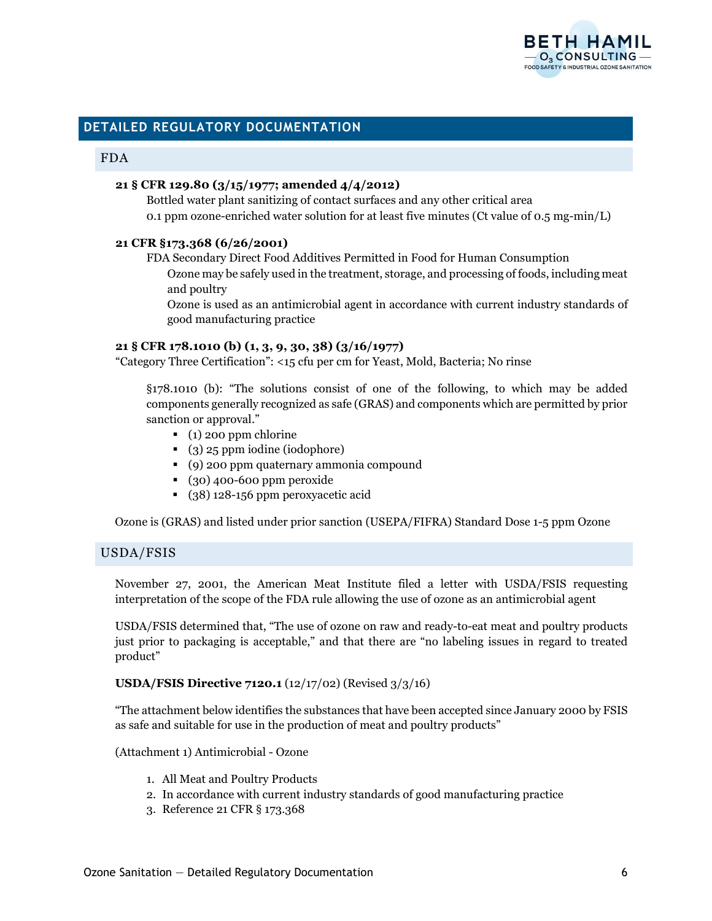## DETAILED REGULATORY DOCUMENTATION

### FDA

**21 § CFR 129.80 (3/15/1977; amended 4/4/2012)**

Bottled water plant sanitizing of contact surfaces and any other critical area

0.1 ppm ozone-enriched water solution for at least five minutes (Ct value of 0.5 mg-min/L)

**21 CFR §173.368 (6/26/2001)**

FDA Secondary Direct Food Additives Permitted in Food for Human Consumption

Ozone may be safely used in the treatment, storage, and processing of foods, including meat and poultry

Ozone is used as an antimicrobial agent in accordance with current industry standards of good manufacturing practice

**21 § CFR 178.1010 (b) (1, 3, 9, 30, 38) (3/16/1977)**

"Category Three Certification": <15 cfu per cm for Yeast, Mold, Bacteria; No rinse

§178.1010 (b): "The solutions consist of one of the following, to which may be added components generally recognized as safe (GRAS) and components which are permitted by prior sanction or approval."

- (1) 200 ppm chlorine
- (3) 25 ppm iodine (iodophore)
- (9) 200 ppm quaternary ammonia compound
- (30) 400-600 ppm peroxide
- (38) 128-156 ppm peroxyacetic acid

Ozone is (GRAS) and listed under prior sanction (USEPA/FIFRA) Standard Dose 1-5 ppm Ozone

### USDA/FSIS

November 27, 2001, the American Meat Institute filed a letter with USDA/FSIS requesting interpretation of the scope of the FDA rule allowing the use of ozone as an antimicrobial agent

USDA/FSIS determined that, "The use of ozone on raw and ready-to-eat meat and poultry products just prior to packaging is acceptable," and that there are "no labeling issues in regard to treated product"

**USDA/FSIS Directive 7120.1** (12/17/02) (Revised 3/3/16)

"The attachment below identifies the substances that have been accepted since January 2000 by FSIS as safe and suitable for use in the production of meat and poultry products"

(Attachment 1) Antimicrobial - Ozone

1. All Meat and Poultry Products
2. In accordance with current industry standards of good manufacturing practice
3. Reference 21 CFR § 173.368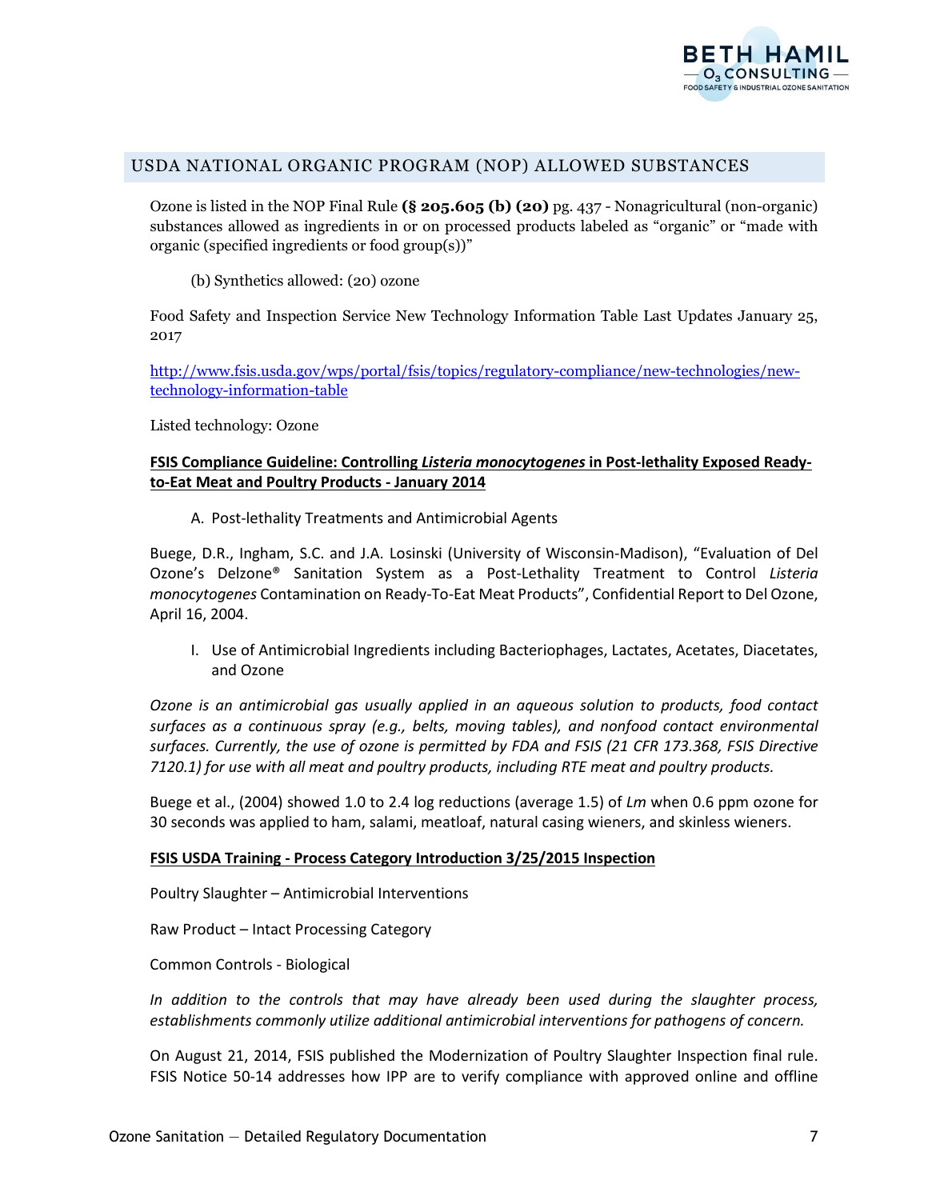## USDA NATIONAL ORGANIC PROGRAM (NOP) ALLOWED SUBSTANCES

Ozone is listed in the NOP Final Rule **(§ 205.605 (b) (20)** pg. 437 - Nonagricultural (non-organic) substances allowed as ingredients in or on processed products labeled as "organic" or "made with organic (specified ingredients or food group(s))"

(b) Synthetics allowed: (20) ozone

Food Safety and Inspection Service New Technology Information Table Last Updates January 25, 2017

http://www.fsis.usda.gov/wps/portal/fsis/topics/regulatory-compliance/new-technologies/new-technology-information-table

Listed technology: Ozone

**FSIS Compliance Guideline: Controlling *Listeria monocytogenes* in Post-lethality Exposed Ready-to-Eat Meat and Poultry Products - January 2014**

A. Post-lethality Treatments and Antimicrobial Agents

Buege, D.R., Ingham, S.C. and J.A. Losinski (University of Wisconsin-Madison), "Evaluation of Del Ozone's Delzone® Sanitation System as a Post-Lethality Treatment to Control *Listeria monocytogenes* Contamination on Ready-To-Eat Meat Products", Confidential Report to Del Ozone, April 16, 2004.

I. Use of Antimicrobial Ingredients including Bacteriophages, Lactates, Acetates, Diacetates, and Ozone

*Ozone is an antimicrobial gas usually applied in an aqueous solution to products, food contact surfaces as a continuous spray (e.g., belts, moving tables), and nonfood contact environmental surfaces. Currently, the use of ozone is permitted by FDA and FSIS (21 CFR 173.368, FSIS Directive 7120.1) for use with all meat and poultry products, including RTE meat and poultry products.*

Buege et al., (2004) showed 1.0 to 2.4 log reductions (average 1.5) of *Lm* when 0.6 ppm ozone for 30 seconds was applied to ham, salami, meatloaf, natural casing wieners, and skinless wieners.

**FSIS USDA Training - Process Category Introduction 3/25/2015 Inspection**

Poultry Slaughter – Antimicrobial Interventions

Raw Product – Intact Processing Category

Common Controls - Biological

*In addition to the controls that may have already been used during the slaughter process, establishments commonly utilize additional antimicrobial interventions for pathogens of concern.*

On August 21, 2014, FSIS published the Modernization of Poultry Slaughter Inspection final rule. FSIS Notice 50-14 addresses how IPP are to verify compliance with approved online and offline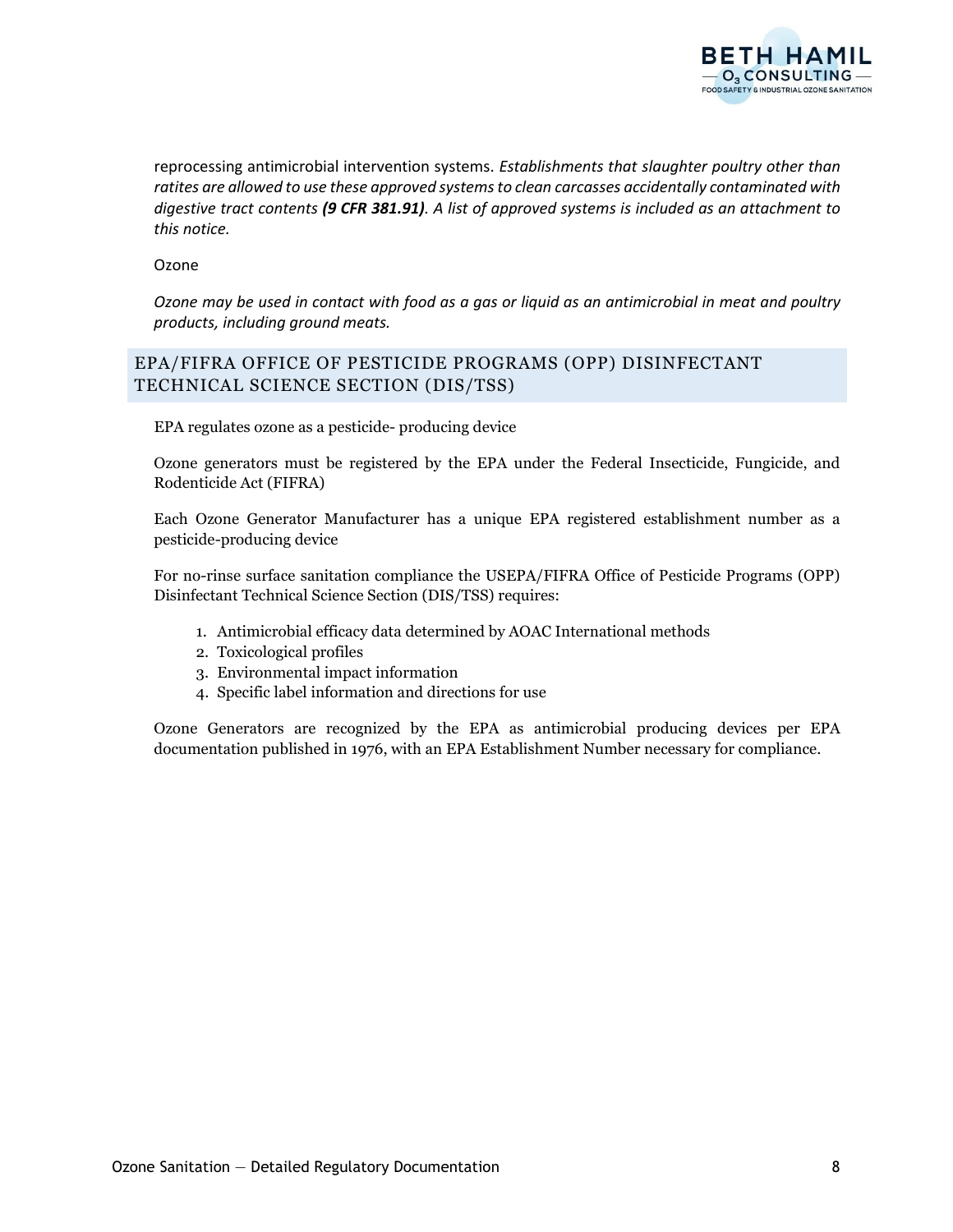reprocessing antimicrobial intervention systems. *Establishments that slaughter poultry other than ratites are allowed to use these approved systems to clean carcasses accidentally contaminated with digestive tract contents **(9 CFR 381.91)**. A list of approved systems is included as an attachment to this notice.*

Ozone

*Ozone may be used in contact with food as a gas or liquid as an antimicrobial in meat and poultry products, including ground meats.*

## EPA/FIFRA OFFICE OF PESTICIDE PROGRAMS (OPP) DISINFECTANT TECHNICAL SCIENCE SECTION (DIS/TSS)

EPA regulates ozone as a pesticide- producing device

Ozone generators must be registered by the EPA under the Federal Insecticide, Fungicide, and Rodenticide Act (FIFRA)

Each Ozone Generator Manufacturer has a unique EPA registered establishment number as a pesticide-producing device

For no-rinse surface sanitation compliance the USEPA/FIFRA Office of Pesticide Programs (OPP) Disinfectant Technical Science Section (DIS/TSS) requires:

1. Antimicrobial efficacy data determined by AOAC International methods
2. Toxicological profiles
3. Environmental impact information
4. Specific label information and directions for use

Ozone Generators are recognized by the EPA as antimicrobial producing devices per EPA documentation published in 1976, with an EPA Establishment Number necessary for compliance.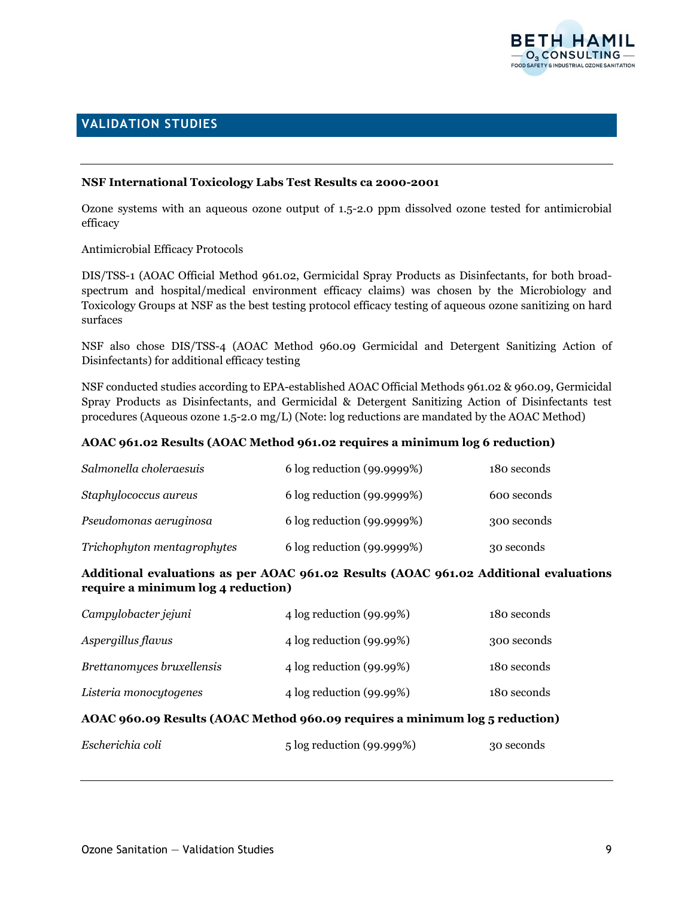## VALIDATION STUDIES

**NSF International Toxicology Labs Test Results ca 2000-2001**

Ozone systems with an aqueous ozone output of 1.5-2.0 ppm dissolved ozone tested for antimicrobial efficacy

Antimicrobial Efficacy Protocols

DIS/TSS-1 (AOAC Official Method 961.02, Germicidal Spray Products as Disinfectants, for both broad-spectrum and hospital/medical environment efficacy claims) was chosen by the Microbiology and Toxicology Groups at NSF as the best testing protocol efficacy testing of aqueous ozone sanitizing on hard surfaces

NSF also chose DIS/TSS-4 (AOAC Method 960.09 Germicidal and Detergent Sanitizing Action of Disinfectants) for additional efficacy testing

NSF conducted studies according to EPA-established AOAC Official Methods 961.02 & 960.09, Germicidal Spray Products as Disinfectants, and Germicidal & Detergent Sanitizing Action of Disinfectants test procedures (Aqueous ozone 1.5-2.0 mg/L) (Note: log reductions are mandated by the AOAC Method)

**AOAC 961.02 Results (AOAC Method 961.02 requires a minimum log 6 reduction)**

| | | |
|---|---|---|
| *Salmonella choleraesuis* | 6 log reduction (99.9999%) | 180 seconds |
| *Staphylococcus aureus* | 6 log reduction (99.9999%) | 600 seconds |
| *Pseudomonas aeruginosa* | 6 log reduction (99.9999%) | 300 seconds |
| *Trichophyton mentagrophytes* | 6 log reduction (99.9999%) | 30 seconds |

**Additional evaluations as per AOAC 961.02 Results (AOAC 961.02 Additional evaluations require a minimum log 4 reduction)**

| | | |
|---|---|---|
| *Campylobacter jejuni* | 4 log reduction (99.99%) | 180 seconds |
| *Aspergillus flavus* | 4 log reduction (99.99%) | 300 seconds |
| *Brettanomyces bruxellensis* | 4 log reduction (99.99%) | 180 seconds |
| *Listeria monocytogenes* | 4 log reduction (99.99%) | 180 seconds |

**AOAC 960.09 Results (AOAC Method 960.09 requires a minimum log 5 reduction)**

| | | |
|---|---|---|
| *Escherichia coli* | 5 log reduction (99.999%) | 30 seconds |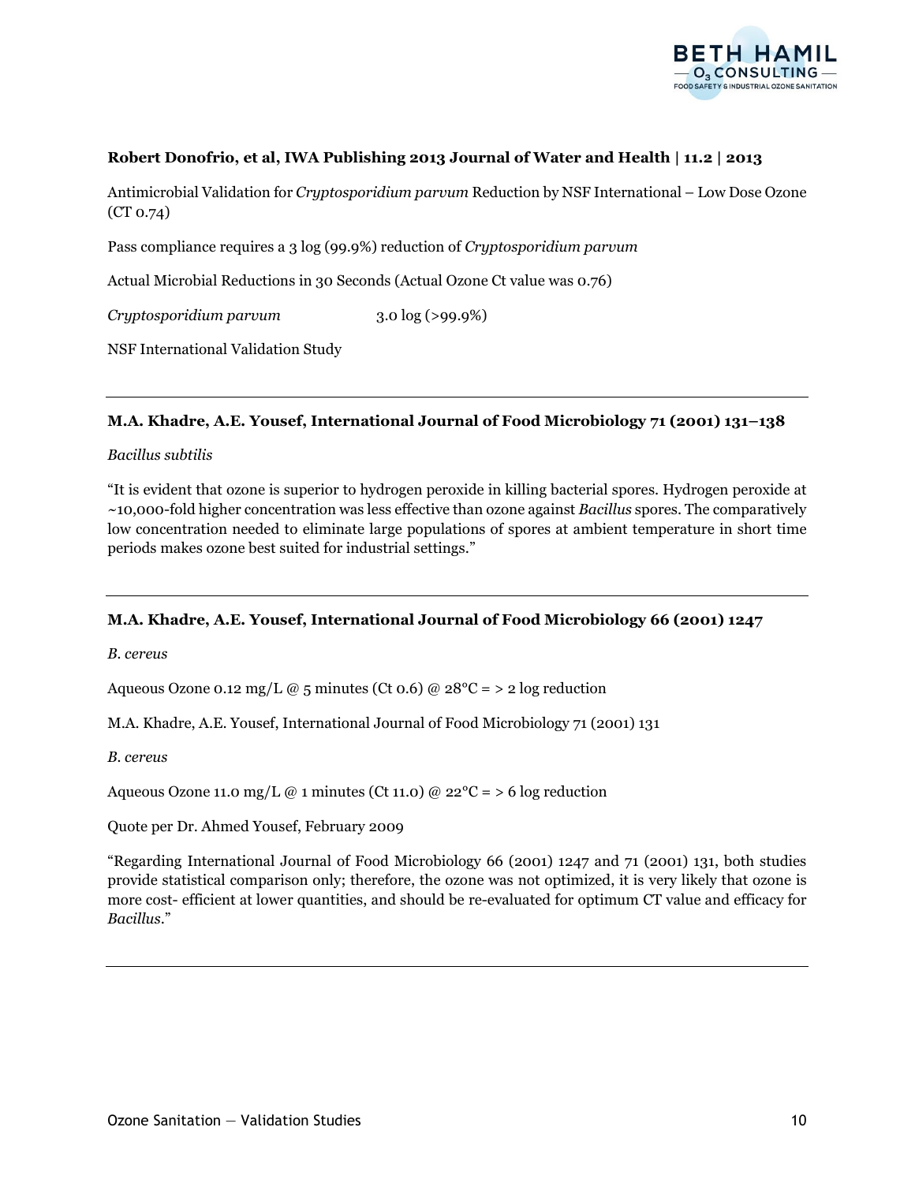**Robert Donofrio, et al, IWA Publishing 2013 Journal of Water and Health | 11.2 | 2013**

Antimicrobial Validation for *Cryptosporidium parvum* Reduction by NSF International – Low Dose Ozone (CT 0.74)

Pass compliance requires a 3 log (99.9%) reduction of *Cryptosporidium parvum*

Actual Microbial Reductions in 30 Seconds (Actual Ozone Ct value was 0.76)

*Cryptosporidium parvum* 3.0 log (>99.9%)

NSF International Validation Study

---

**M.A. Khadre, A.E. Yousef, International Journal of Food Microbiology 71 (2001) 131–138**

*Bacillus subtilis*

"It is evident that ozone is superior to hydrogen peroxide in killing bacterial spores. Hydrogen peroxide at ~10,000-fold higher concentration was less effective than ozone against *Bacillus* spores. The comparatively low concentration needed to eliminate large populations of spores at ambient temperature in short time periods makes ozone best suited for industrial settings."

---

**M.A. Khadre, A.E. Yousef, International Journal of Food Microbiology 66 (2001) 1247**

*B. cereus*

Aqueous Ozone 0.12 mg/L @ 5 minutes (Ct 0.6) @ 28°C = > 2 log reduction

M.A. Khadre, A.E. Yousef, International Journal of Food Microbiology 71 (2001) 131

*B. cereus*

Aqueous Ozone 11.0 mg/L @ 1 minutes (Ct 11.0) @ 22°C = > 6 log reduction

Quote per Dr. Ahmed Yousef, February 2009

"Regarding International Journal of Food Microbiology 66 (2001) 1247 and 71 (2001) 131, both studies provide statistical comparison only; therefore, the ozone was not optimized, it is very likely that ozone is more cost- efficient at lower quantities, and should be re-evaluated for optimum CT value and efficacy for *Bacillus*."

---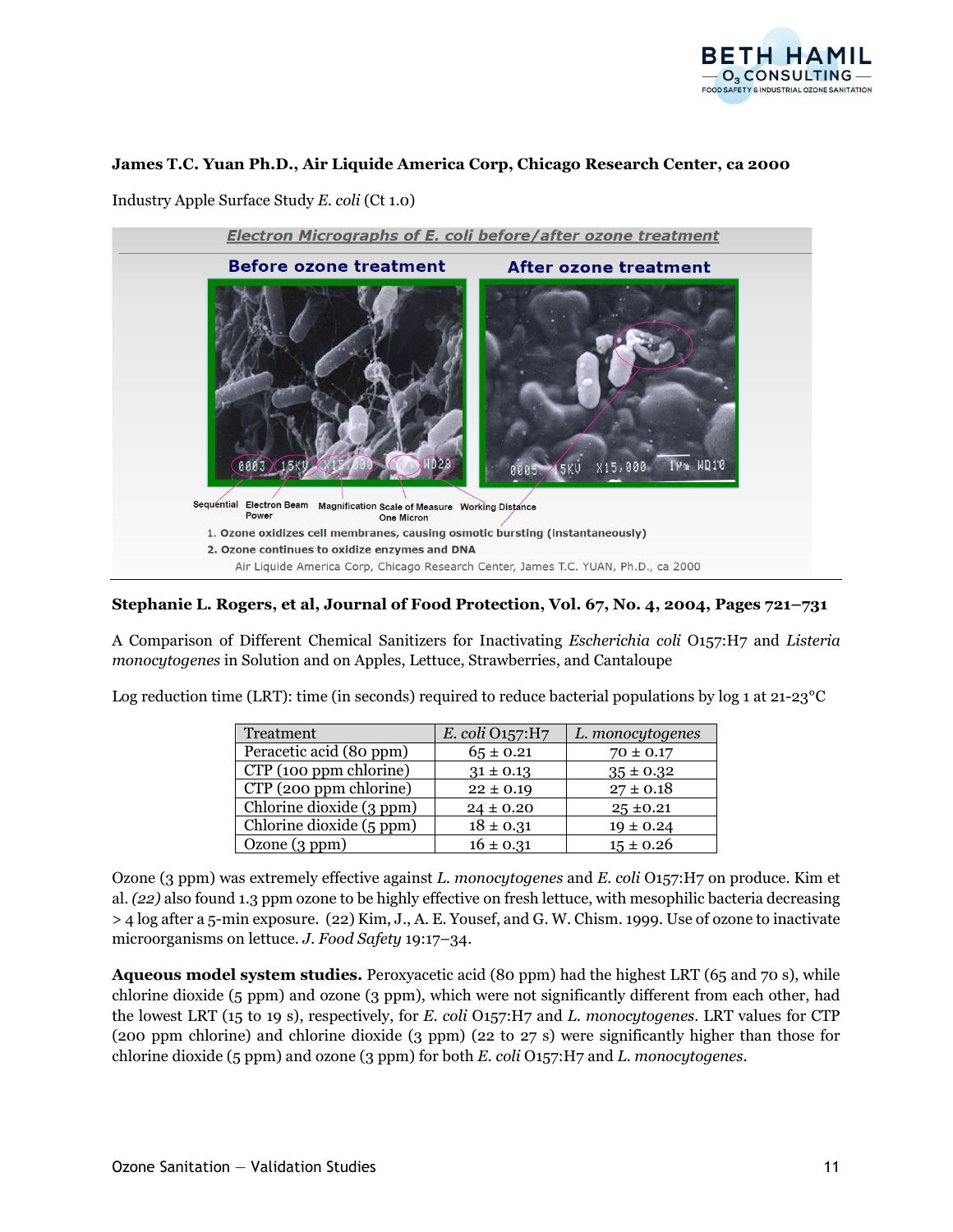**James T.C. Yuan Ph.D., Air Liquide America Corp, Chicago Research Center, ca 2000**

Industry Apple Surface Study *E. coli* (Ct 1.0)

Electron Micrographs of E. coli before/after ozone treatment

Before ozone treatment | After ozone treatment

Sequential | Electron Beam Power | Magnification | Scale of Measure One Micron | Working Distance

1. Ozone oxidizes cell membranes, causing osmotic bursting (instantaneously)
2. Ozone continues to oxidize enzymes and DNA

Air Liquide America Corp, Chicago Research Center, James T.C. YUAN, Ph.D., ca 2000

**Stephanie L. Rogers, et al, Journal of Food Protection, Vol. 67, No. 4, 2004, Pages 721–731**

A Comparison of Different Chemical Sanitizers for Inactivating *Escherichia coli* O157:H7 and *Listeria monocytogenes* in Solution and on Apples, Lettuce, Strawberries, and Cantaloupe

Log reduction time (LRT): time (in seconds) required to reduce bacterial populations by log 1 at 21-23°C

| Treatment | *E. coli* O157:H7 | *L. monocytogenes* |
| --- | --- | --- |
| Peracetic acid (80 ppm) | 65 ± 0.21 | 70 ± 0.17 |
| CTP (100 ppm chlorine) | 31 ± 0.13 | 35 ± 0.32 |
| CTP (200 ppm chlorine) | 22 ± 0.19 | 27 ± 0.18 |
| Chlorine dioxide (3 ppm) | 24 ± 0.20 | 25 ±0.21 |
| Chlorine dioxide (5 ppm) | 18 ± 0.31 | 19 ± 0.24 |
| Ozone (3 ppm) | 16 ± 0.31 | 15 ± 0.26 |

Ozone (3 ppm) was extremely effective against *L. monocytogenes* and *E. coli* O157:H7 on produce. Kim et al. *(22)* also found 1.3 ppm ozone to be highly effective on fresh lettuce, with mesophilic bacteria decreasing > 4 log after a 5-min exposure. (22) Kim, J., A. E. Yousef, and G. W. Chism. 1999. Use of ozone to inactivate microorganisms on lettuce. *J. Food Safety* 19:17–34.

**Aqueous model system studies.** Peroxyacetic acid (80 ppm) had the highest LRT (65 and 70 s), while chlorine dioxide (5 ppm) and ozone (3 ppm), which were not significantly different from each other, had the lowest LRT (15 to 19 s), respectively, for *E. coli* O157:H7 and *L. monocytogenes*. LRT values for CTP (200 ppm chlorine) and chlorine dioxide (3 ppm) (22 to 27 s) were significantly higher than those for chlorine dioxide (5 ppm) and ozone (3 ppm) for both *E. coli* O157:H7 and *L. monocytogenes*.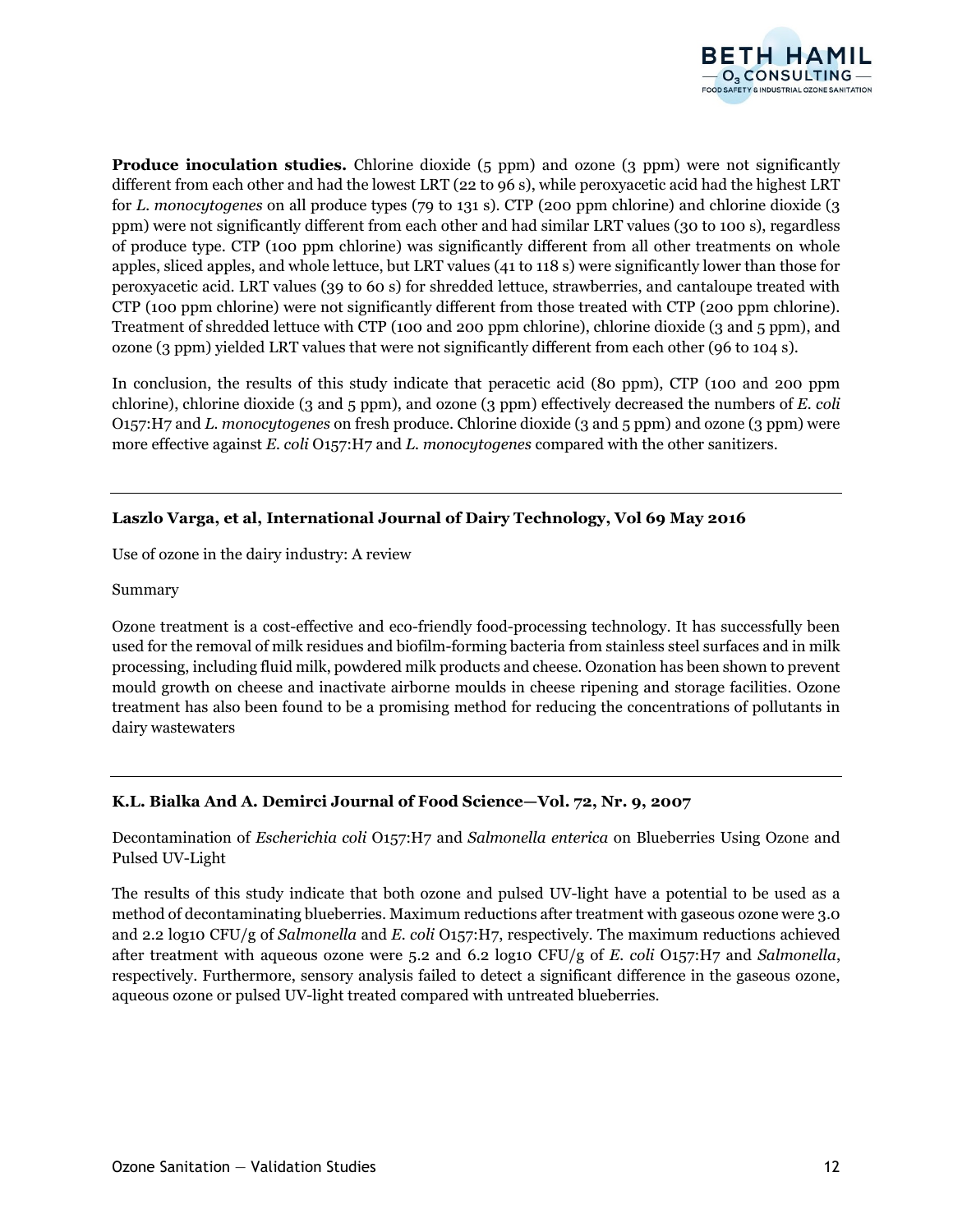**Produce inoculation studies.** Chlorine dioxide (5 ppm) and ozone (3 ppm) were not significantly different from each other and had the lowest LRT (22 to 96 s), while peroxyacetic acid had the highest LRT for *L. monocytogenes* on all produce types (79 to 131 s). CTP (200 ppm chlorine) and chlorine dioxide (3 ppm) were not significantly different from each other and had similar LRT values (30 to 100 s), regardless of produce type. CTP (100 ppm chlorine) was significantly different from all other treatments on whole apples, sliced apples, and whole lettuce, but LRT values (41 to 118 s) were significantly lower than those for peroxyacetic acid. LRT values (39 to 60 s) for shredded lettuce, strawberries, and cantaloupe treated with CTP (100 ppm chlorine) were not significantly different from those treated with CTP (200 ppm chlorine). Treatment of shredded lettuce with CTP (100 and 200 ppm chlorine), chlorine dioxide (3 and 5 ppm), and ozone (3 ppm) yielded LRT values that were not significantly different from each other (96 to 104 s).

In conclusion, the results of this study indicate that peracetic acid (80 ppm), CTP (100 and 200 ppm chlorine), chlorine dioxide (3 and 5 ppm), and ozone (3 ppm) effectively decreased the numbers of *E. coli* O157:H7 and *L. monocytogenes* on fresh produce. Chlorine dioxide (3 and 5 ppm) and ozone (3 ppm) were more effective against *E. coli* O157:H7 and *L. monocytogenes* compared with the other sanitizers.

---

**Laszlo Varga, et al, International Journal of Dairy Technology, Vol 69 May 2016**

Use of ozone in the dairy industry: A review

Summary

Ozone treatment is a cost-effective and eco-friendly food-processing technology. It has successfully been used for the removal of milk residues and biofilm-forming bacteria from stainless steel surfaces and in milk processing, including fluid milk, powdered milk products and cheese. Ozonation has been shown to prevent mould growth on cheese and inactivate airborne moulds in cheese ripening and storage facilities. Ozone treatment has also been found to be a promising method for reducing the concentrations of pollutants in dairy wastewaters

---

**K.L. Bialka And A. Demirci Journal of Food Science—Vol. 72, Nr. 9, 2007**

Decontamination of *Escherichia coli* O157:H7 and *Salmonella enterica* on Blueberries Using Ozone and Pulsed UV-Light

The results of this study indicate that both ozone and pulsed UV-light have a potential to be used as a method of decontaminating blueberries. Maximum reductions after treatment with gaseous ozone were 3.0 and 2.2 log10 CFU/g of *Salmonella* and *E. coli* O157:H7, respectively. The maximum reductions achieved after treatment with aqueous ozone were 5.2 and 6.2 log10 CFU/g of *E. coli* O157:H7 and *Salmonella*, respectively. Furthermore, sensory analysis failed to detect a significant difference in the gaseous ozone, aqueous ozone or pulsed UV-light treated compared with untreated blueberries.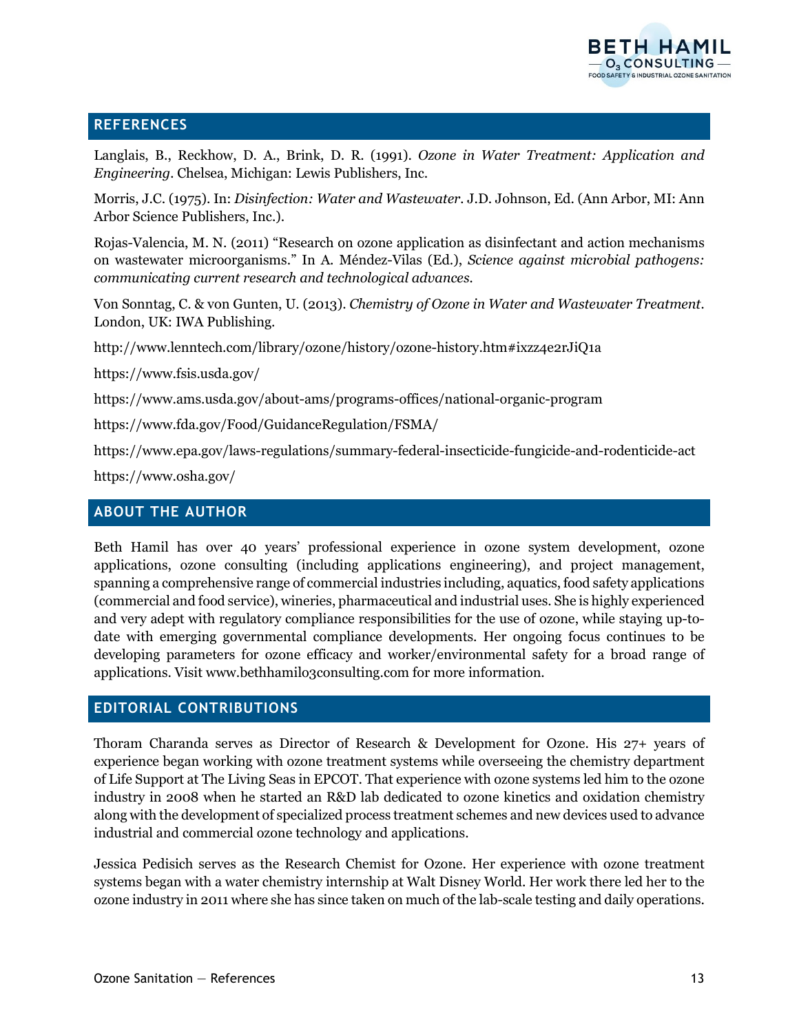## REFERENCES

Langlais, B., Reckhow, D. A., Brink, D. R. (1991). *Ozone in Water Treatment: Application and Engineering*. Chelsea, Michigan: Lewis Publishers, Inc.

Morris, J.C. (1975). In: *Disinfection: Water and Wastewater*. J.D. Johnson, Ed. (Ann Arbor, MI: Ann Arbor Science Publishers, Inc.).

Rojas-Valencia, M. N. (2011) "Research on ozone application as disinfectant and action mechanisms on wastewater microorganisms." In A. Méndez-Vilas (Ed.), *Science against microbial pathogens: communicating current research and technological advances.*

Von Sonntag, C. & von Gunten, U. (2013). *Chemistry of Ozone in Water and Wastewater Treatment*. London, UK: IWA Publishing.

http://www.lenntech.com/library/ozone/history/ozone-history.htm#ixzz4e2rJiQ1a

https://www.fsis.usda.gov/

https://www.ams.usda.gov/about-ams/programs-offices/national-organic-program

https://www.fda.gov/Food/GuidanceRegulation/FSMA/

https://www.epa.gov/laws-regulations/summary-federal-insecticide-fungicide-and-rodenticide-act

https://www.osha.gov/

## ABOUT THE AUTHOR

Beth Hamil has over 40 years' professional experience in ozone system development, ozone applications, ozone consulting (including applications engineering), and project management, spanning a comprehensive range of commercial industries including, aquatics, food safety applications (commercial and food service), wineries, pharmaceutical and industrial uses. She is highly experienced and very adept with regulatory compliance responsibilities for the use of ozone, while staying up-to-date with emerging governmental compliance developments. Her ongoing focus continues to be developing parameters for ozone efficacy and worker/environmental safety for a broad range of applications. Visit www.bethhamilo3consulting.com for more information.

## EDITORIAL CONTRIBUTIONS

Thoram Charanda serves as Director of Research & Development for Ozone. His 27+ years of experience began working with ozone treatment systems while overseeing the chemistry department of Life Support at The Living Seas in EPCOT. That experience with ozone systems led him to the ozone industry in 2008 when he started an R&D lab dedicated to ozone kinetics and oxidation chemistry along with the development of specialized process treatment schemes and new devices used to advance industrial and commercial ozone technology and applications.

Jessica Pedisich serves as the Research Chemist for Ozone. Her experience with ozone treatment systems began with a water chemistry internship at Walt Disney World. Her work there led her to the ozone industry in 2011 where she has since taken on much of the lab-scale testing and daily operations.